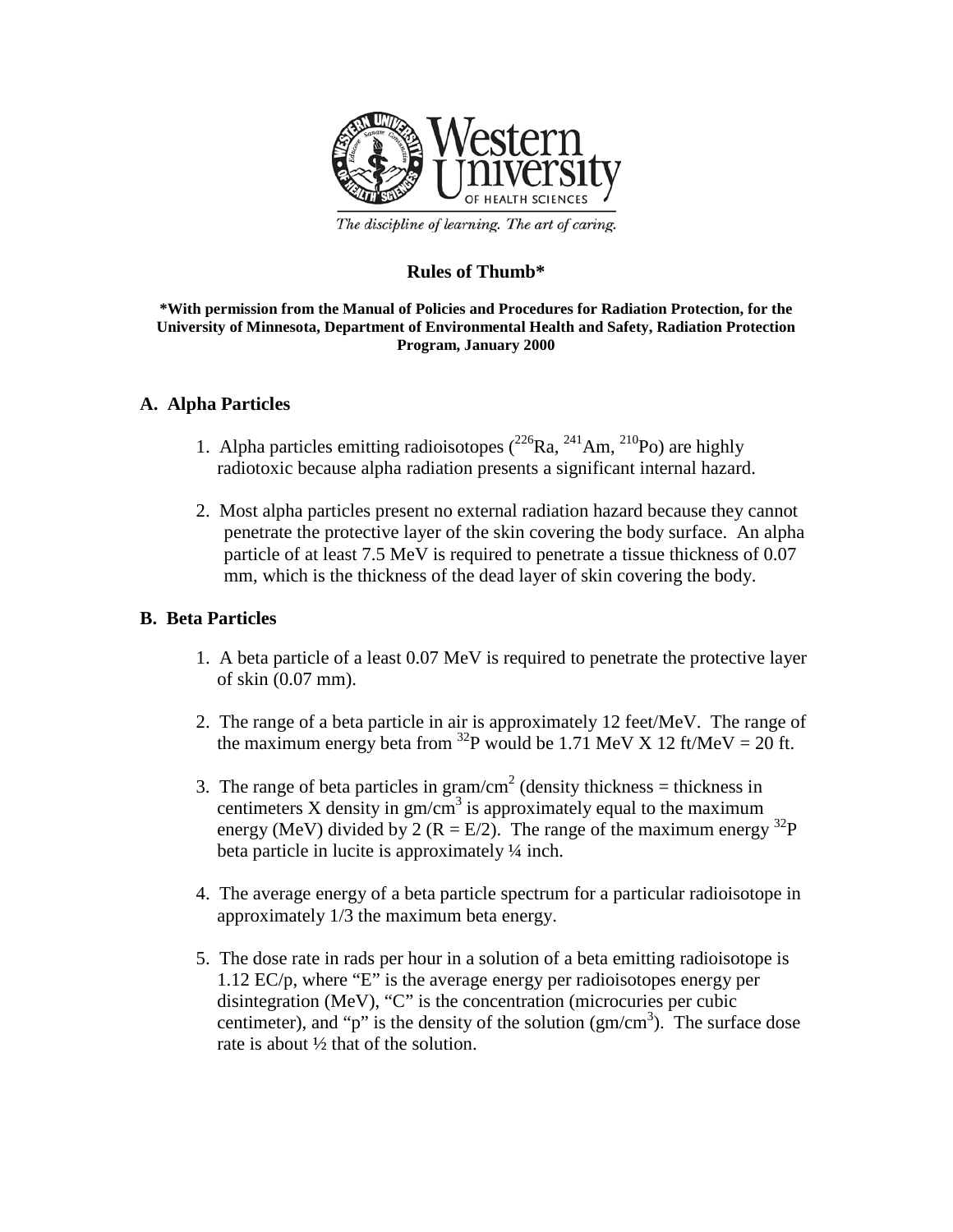Western University OF HEALTH SCIENCES

*The discipline of learning. The art of caring.*

# Rules of Thumb*

**\*With permission from the Manual of Policies and Procedures for Radiation Protection, for the University of Minnesota, Department of Environmental Health and Safety, Radiation Protection Program, January 2000**

## A. Alpha Particles

1. Alpha particles emitting radioisotopes ($^{226}Ra$, $^{241}Am$, $^{210}Po$) are highly radiotoxic because alpha radiation presents a significant internal hazard.

2. Most alpha particles present no external radiation hazard because they cannot penetrate the protective layer of the skin covering the body surface. An alpha particle of at least 7.5 MeV is required to penetrate a tissue thickness of 0.07 mm, which is the thickness of the dead layer of skin covering the body.

## B. Beta Particles

1. A beta particle of a least 0.07 MeV is required to penetrate the protective layer of skin (0.07 mm).

2. The range of a beta particle in air is approximately 12 feet/MeV. The range of the maximum energy beta from $^{32}P$ would be 1.71 MeV X 12 ft/MeV = 20 ft.

3. The range of beta particles in gram/cm$^2$ (density thickness = thickness in centimeters X density in gm/cm$^3$ is approximately equal to the maximum energy (MeV) divided by 2 ($R = E/2$). The range of the maximum energy $^{32}P$ beta particle in lucite is approximately ¼ inch.

4. The average energy of a beta particle spectrum for a particular radioisotope in approximately 1/3 the maximum beta energy.

5. The dose rate in rads per hour in a solution of a beta emitting radioisotope is 1.12 EC/p, where "E" is the average energy per radioisotopes energy per disintegration (MeV), "C" is the concentration (microcuries per cubic centimeter), and "p" is the density of the solution (gm/cm$^3$). The surface dose rate is about ½ that of the solution.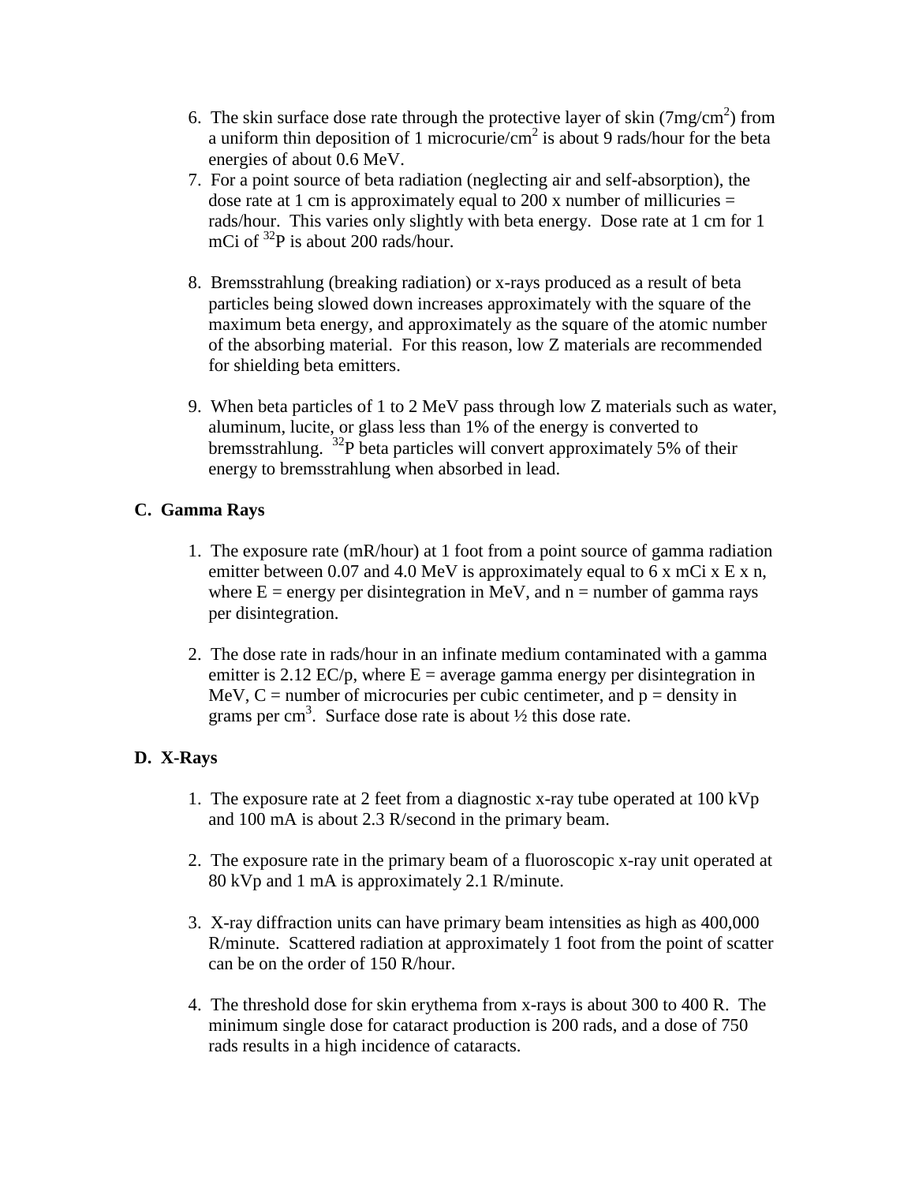6. The skin surface dose rate through the protective layer of skin ($7 mg/cm^2$) from a uniform thin deposition of 1 $microcurie/cm^2$ is about 9 rads/hour for the beta energies of about 0.6 MeV.
7. For a point source of beta radiation (neglecting air and self-absorption), the dose rate at 1 cm is approximately equal to 200 x number of millicuries = rads/hour. This varies only slightly with beta energy. Dose rate at 1 cm for 1 mCi of $^{32}P$ is about 200 rads/hour.

8. Bremsstrahlung (breaking radiation) or x-rays produced as a result of beta particles being slowed down increases approximately with the square of the maximum beta energy, and approximately as the square of the atomic number of the absorbing material. For this reason, low Z materials are recommended for shielding beta emitters.

9. When beta particles of 1 to 2 MeV pass through low Z materials such as water, aluminum, lucite, or glass less than 1% of the energy is converted to bremsstrahlung. $^{32}P$ beta particles will convert approximately 5% of their energy to bremsstrahlung when absorbed in lead.

### C. Gamma Rays

1. The exposure rate (mR/hour) at 1 foot from a point source of gamma radiation emitter between 0.07 and 4.0 MeV is approximately equal to 6 x mCi x E x n, where E = energy per disintegration in MeV, and n = number of gamma rays per disintegration.

2. The dose rate in rads/hour in an infinate medium contaminated with a gamma emitter is 2.12 EC/p, where E = average gamma energy per disintegration in MeV, C = number of microcuries per cubic centimeter, and p = density in grams per $cm^3$. Surface dose rate is about ½ this dose rate.

### D. X-Rays

1. The exposure rate at 2 feet from a diagnostic x-ray tube operated at 100 kVp and 100 mA is about 2.3 R/second in the primary beam.

2. The exposure rate in the primary beam of a fluoroscopic x-ray unit operated at 80 kVp and 1 mA is approximately 2.1 R/minute.

3. X-ray diffraction units can have primary beam intensities as high as 400,000 R/minute. Scattered radiation at approximately 1 foot from the point of scatter can be on the order of 150 R/hour.

4. The threshold dose for skin erythema from x-rays is about 300 to 400 R. The minimum single dose for cataract production is 200 rads, and a dose of 750 rads results in a high incidence of cataracts.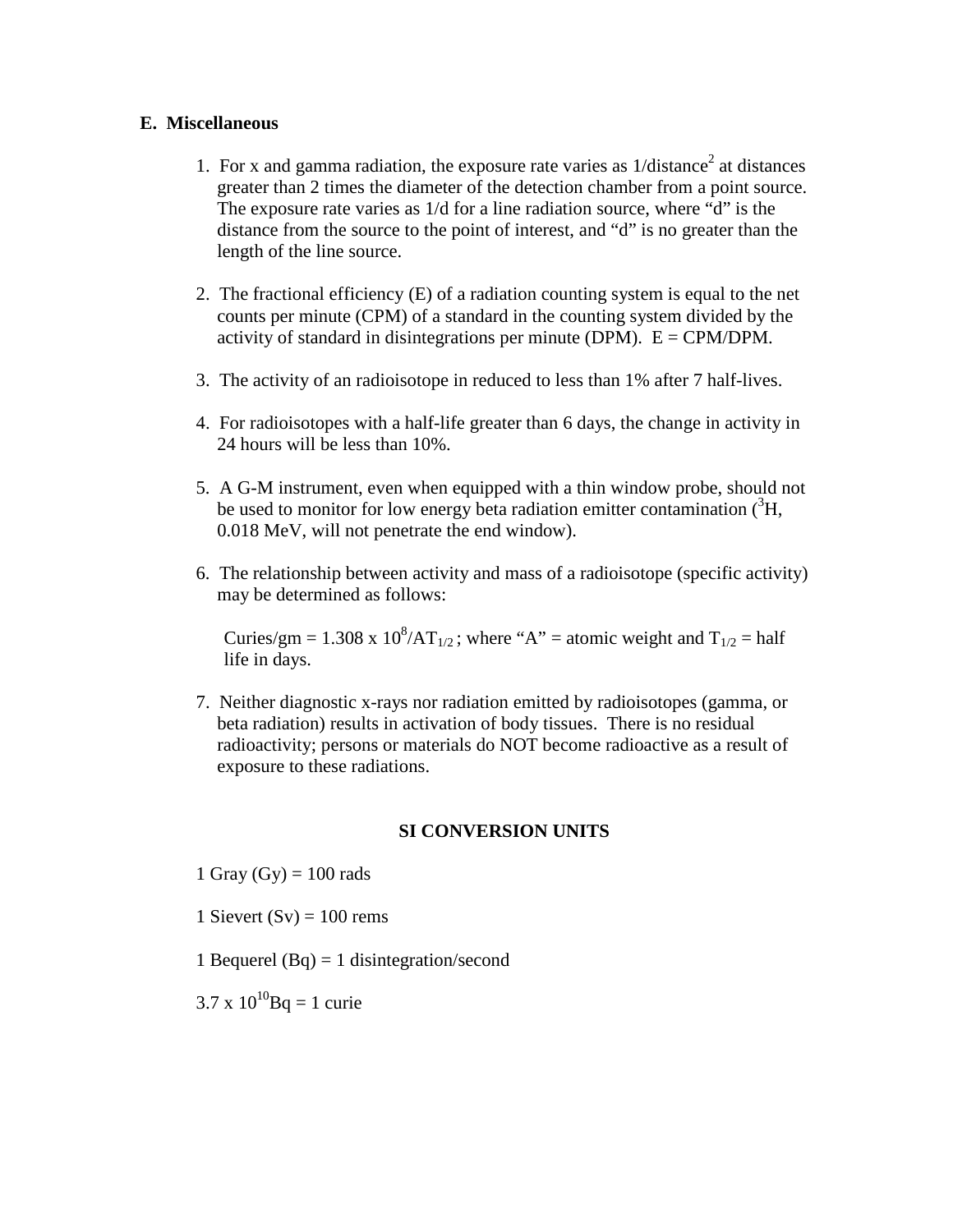### E. Miscellaneous

1. For x and gamma radiation, the exposure rate varies as $1/\text{distance}^2$ at distances greater than 2 times the diameter of the detection chamber from a point source. The exposure rate varies as 1/d for a line radiation source, where "d" is the distance from the source to the point of interest, and "d" is no greater than the length of the line source.

2. The fractional efficiency (E) of a radiation counting system is equal to the net counts per minute (CPM) of a standard in the counting system divided by the activity of standard in disintegrations per minute (DPM). E = CPM/DPM.

3. The activity of an radioisotope in reduced to less than 1% after 7 half-lives.

4. For radioisotopes with a half-life greater than 6 days, the change in activity in 24 hours will be less than 10%.

5. A G-M instrument, even when equipped with a thin window probe, should not be used to monitor for low energy beta radiation emitter contamination ($^3$H, 0.018 MeV, will not penetrate the end window).

6. The relationship between activity and mass of a radioisotope (specific activity) may be determined as follows:

   Curies/gm = $1.308 \times 10^8/AT_{1/2}$ ; where "A" = atomic weight and $T_{1/2}$ = half life in days.

7. Neither diagnostic x-rays nor radiation emitted by radioisotopes (gamma, or beta radiation) results in activation of body tissues. There is no residual radioactivity; persons or materials do NOT become radioactive as a result of exposure to these radiations.

### SI CONVERSION UNITS

1 Gray (Gy) = 100 rads

1 Sievert (Sv) = 100 rems

1 Bequerel (Bq) = 1 disintegration/second

$3.7 \times 10^{10}$Bq = 1 curie